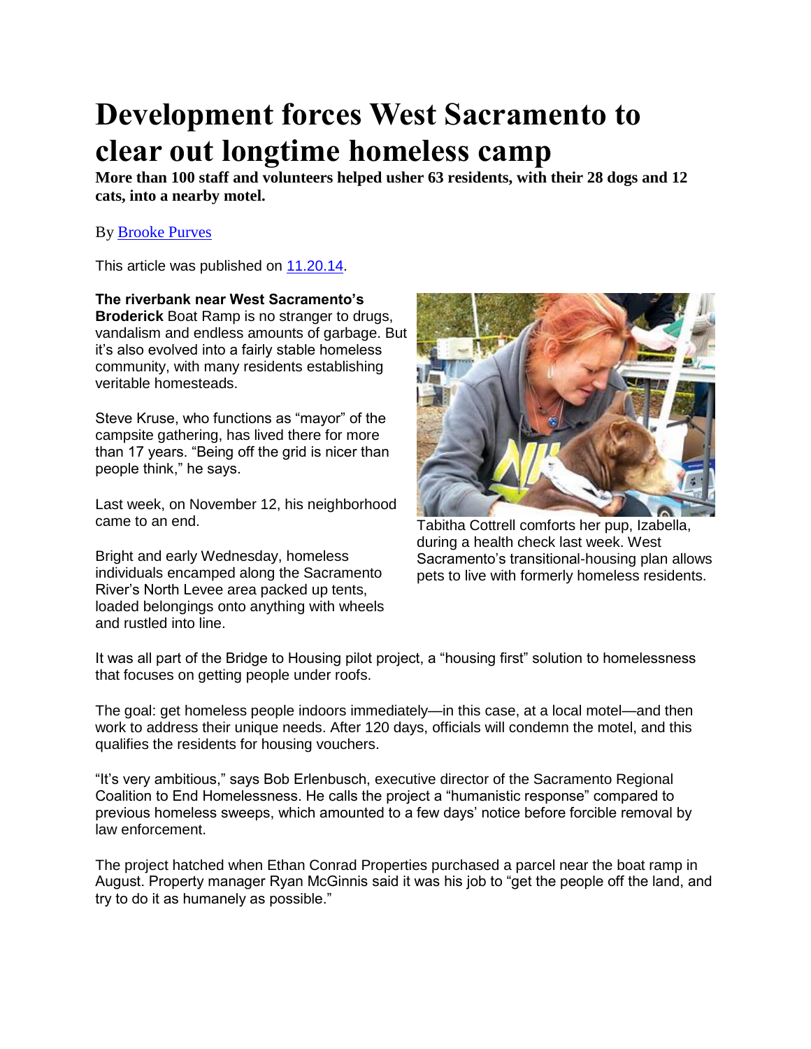# Development forces West Sacramento to clear out longtime homeless camp

**More than 100 staff and volunteers helped usher 63 residents, with their 28 dogs and 12 cats, into a nearby motel.**

By [Brooke Purves]

This article was published on [11.20.14].

**The riverbank near West Sacramento's Broderick** Boat Ramp is no stranger to drugs, vandalism and endless amounts of garbage. But it's also evolved into a fairly stable homeless community, with many residents establishing veritable homesteads.

Steve Kruse, who functions as "mayor" of the campsite gathering, has lived there for more than 17 years. "Being off the grid is nicer than people think," he says.

Last week, on November 12, his neighborhood came to an end.

Bright and early Wednesday, homeless individuals encamped along the Sacramento River's North Levee area packed up tents, loaded belongings onto anything with wheels and rustled into line.

Tabitha Cottrell comforts her pup, Izabella, during a health check last week. West Sacramento's transitional-housing plan allows pets to live with formerly homeless residents.

It was all part of the Bridge to Housing pilot project, a "housing first" solution to homelessness that focuses on getting people under roofs.

The goal: get homeless people indoors immediately—in this case, at a local motel—and then work to address their unique needs. After 120 days, officials will condemn the motel, and this qualifies the residents for housing vouchers.

"It's very ambitious," says Bob Erlenbusch, executive director of the Sacramento Regional Coalition to End Homelessness. He calls the project a "humanistic response" compared to previous homeless sweeps, which amounted to a few days' notice before forcible removal by law enforcement.

The project hatched when Ethan Conrad Properties purchased a parcel near the boat ramp in August. Property manager Ryan McGinnis said it was his job to "get the people off the land, and try to do it as humanely as possible."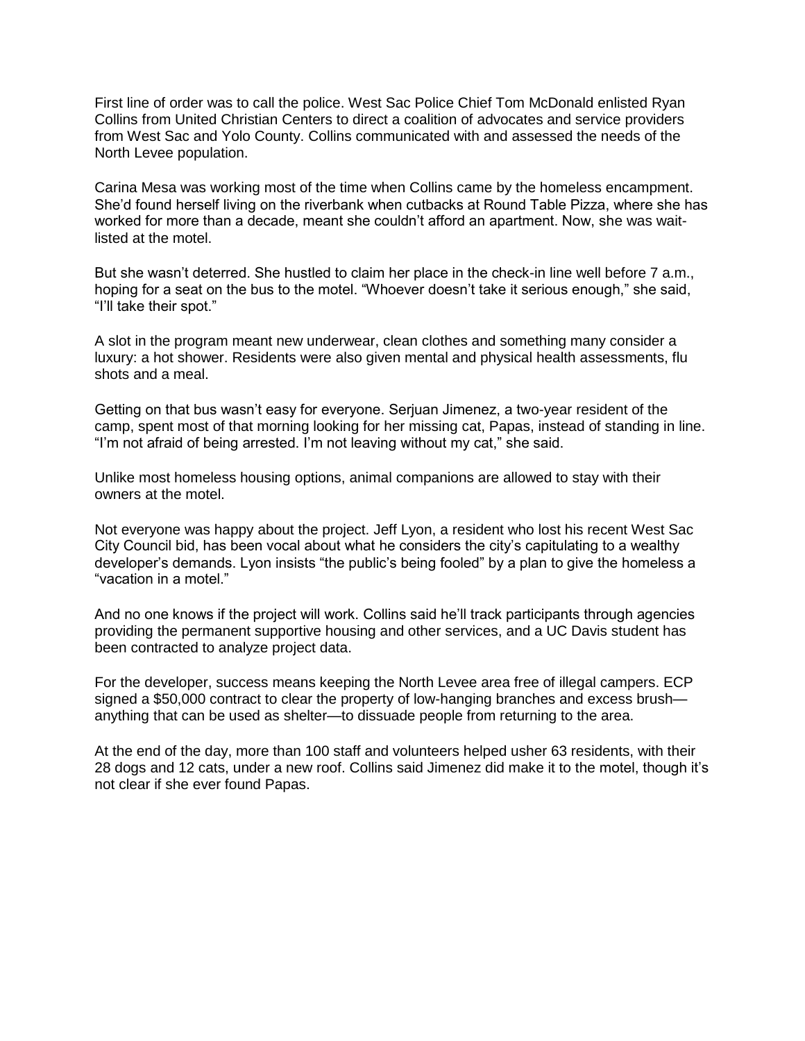First line of order was to call the police. West Sac Police Chief Tom McDonald enlisted Ryan Collins from United Christian Centers to direct a coalition of advocates and service providers from West Sac and Yolo County. Collins communicated with and assessed the needs of the North Levee population.

Carina Mesa was working most of the time when Collins came by the homeless encampment. She'd found herself living on the riverbank when cutbacks at Round Table Pizza, where she has worked for more than a decade, meant she couldn't afford an apartment. Now, she was wait-listed at the motel.

But she wasn't deterred. She hustled to claim her place in the check-in line well before 7 a.m., hoping for a seat on the bus to the motel. "Whoever doesn't take it serious enough," she said, "I'll take their spot."

A slot in the program meant new underwear, clean clothes and something many consider a luxury: a hot shower. Residents were also given mental and physical health assessments, flu shots and a meal.

Getting on that bus wasn't easy for everyone. Serjuan Jimenez, a two-year resident of the camp, spent most of that morning looking for her missing cat, Papas, instead of standing in line. "I'm not afraid of being arrested. I'm not leaving without my cat," she said.

Unlike most homeless housing options, animal companions are allowed to stay with their owners at the motel.

Not everyone was happy about the project. Jeff Lyon, a resident who lost his recent West Sac City Council bid, has been vocal about what he considers the city's capitulating to a wealthy developer's demands. Lyon insists "the public's being fooled" by a plan to give the homeless a "vacation in a motel."

And no one knows if the project will work. Collins said he'll track participants through agencies providing the permanent supportive housing and other services, and a UC Davis student has been contracted to analyze project data.

For the developer, success means keeping the North Levee area free of illegal campers. ECP signed a $50,000 contract to clear the property of low-hanging branches and excess brush—anything that can be used as shelter—to dissuade people from returning to the area.

At the end of the day, more than 100 staff and volunteers helped usher 63 residents, with their 28 dogs and 12 cats, under a new roof. Collins said Jimenez did make it to the motel, though it's not clear if she ever found Papas.